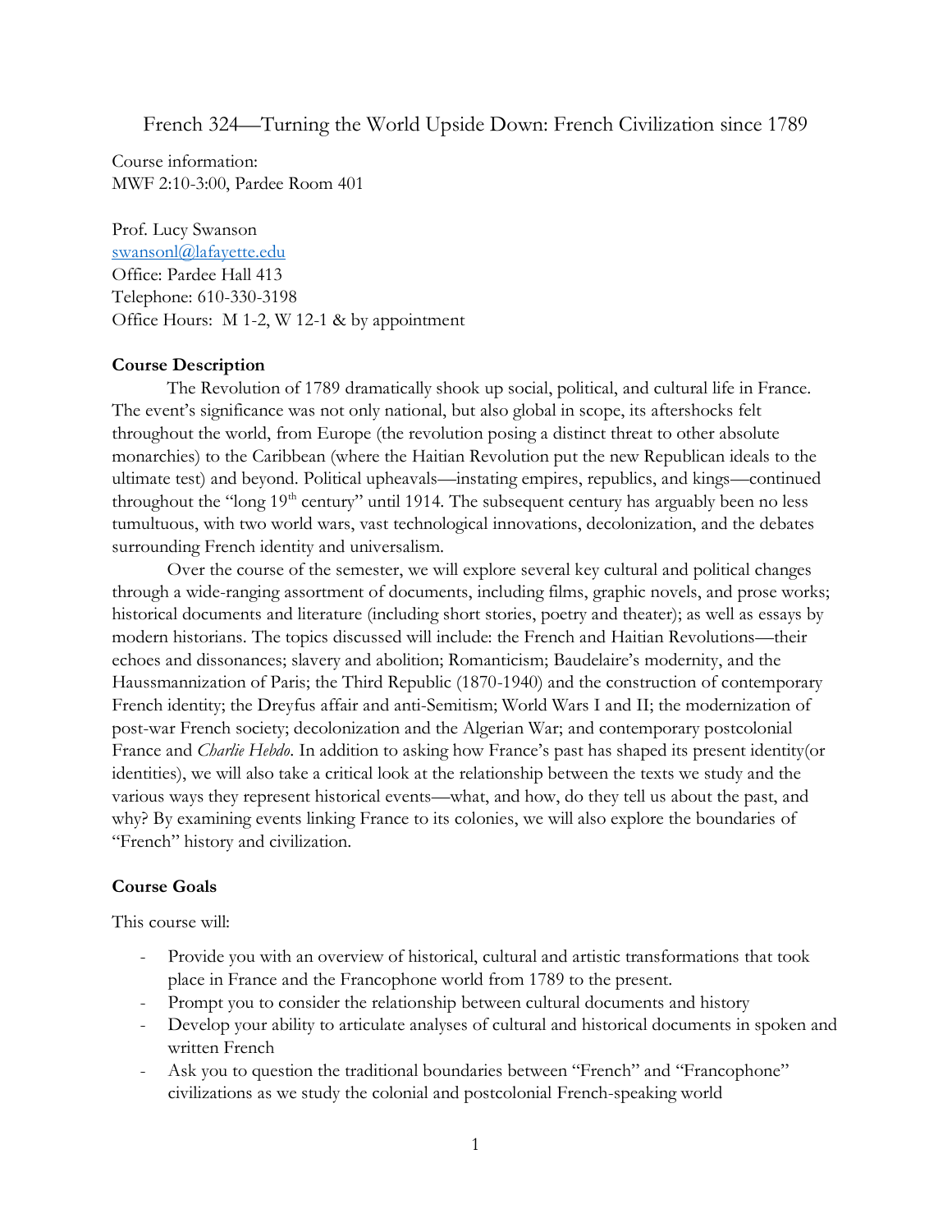# French 324—Turning the World Upside Down: French Civilization since 1789

Course information:
MWF 2:10-3:00, Pardee Room 401

Prof. Lucy Swanson
swansonl@lafayette.edu
Office: Pardee Hall 413
Telephone: 610-330-3198
Office Hours: M 1-2, W 12-1 & by appointment

## Course Description

The Revolution of 1789 dramatically shook up social, political, and cultural life in France. The event's significance was not only national, but also global in scope, its aftershocks felt throughout the world, from Europe (the revolution posing a distinct threat to other absolute monarchies) to the Caribbean (where the Haitian Revolution put the new Republican ideals to the ultimate test) and beyond. Political upheavals—instating empires, republics, and kings—continued throughout the "long 19th century" until 1914. The subsequent century has arguably been no less tumultuous, with two world wars, vast technological innovations, decolonization, and the debates surrounding French identity and universalism.

Over the course of the semester, we will explore several key cultural and political changes through a wide-ranging assortment of documents, including films, graphic novels, and prose works; historical documents and literature (including short stories, poetry and theater); as well as essays by modern historians. The topics discussed will include: the French and Haitian Revolutions—their echoes and dissonances; slavery and abolition; Romanticism; Baudelaire's modernity, and the Haussmannization of Paris; the Third Republic (1870-1940) and the construction of contemporary French identity; the Dreyfus affair and anti-Semitism; World Wars I and II; the modernization of post-war French society; decolonization and the Algerian War; and contemporary postcolonial France and *Charlie Hebdo*. In addition to asking how France's past has shaped its present identity(or identities), we will also take a critical look at the relationship between the texts we study and the various ways they represent historical events—what, and how, do they tell us about the past, and why? By examining events linking France to its colonies, we will also explore the boundaries of "French" history and civilization.

## Course Goals

This course will:

- Provide you with an overview of historical, cultural and artistic transformations that took place in France and the Francophone world from 1789 to the present.
- Prompt you to consider the relationship between cultural documents and history
- Develop your ability to articulate analyses of cultural and historical documents in spoken and written French
- Ask you to question the traditional boundaries between "French" and "Francophone" civilizations as we study the colonial and postcolonial French-speaking world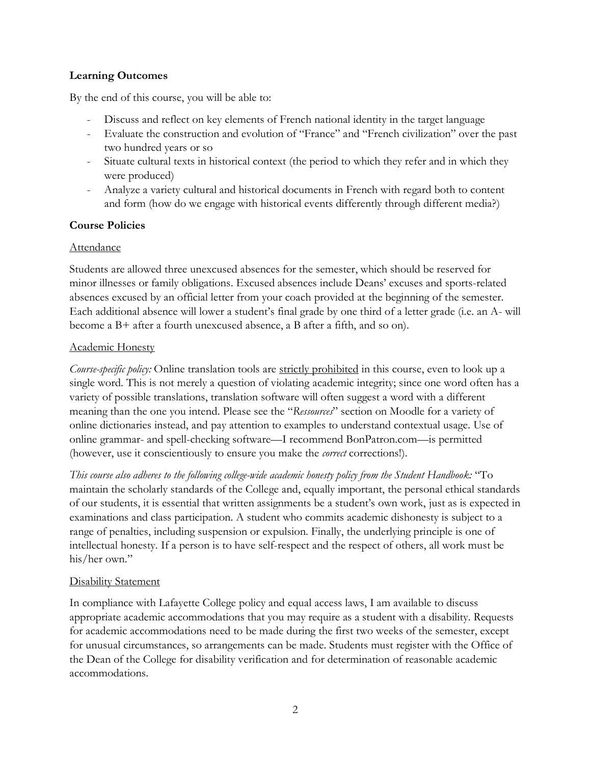### Learning Outcomes

By the end of this course, you will be able to:

- Discuss and reflect on key elements of French national identity in the target language
- Evaluate the construction and evolution of "France" and "French civilization" over the past two hundred years or so
- Situate cultural texts in historical context (the period to which they refer and in which they were produced)
- Analyze a variety cultural and historical documents in French with regard both to content and form (how do we engage with historical events differently through different media?)

### Course Policies

#### Attendance

Students are allowed three unexcused absences for the semester, which should be reserved for minor illnesses or family obligations. Excused absences include Deans' excuses and sports-related absences excused by an official letter from your coach provided at the beginning of the semester. Each additional absence will lower a student's final grade by one third of a letter grade (i.e. an A- will become a B+ after a fourth unexcused absence, a B after a fifth, and so on).

#### Academic Honesty

*Course-specific policy:* Online translation tools are strictly prohibited in this course, even to look up a single word. This is not merely a question of violating academic integrity; since one word often has a variety of possible translations, translation software will often suggest a word with a different meaning than the one you intend. Please see the "*Ressources*" section on Moodle for a variety of online dictionaries instead, and pay attention to examples to understand contextual usage. Use of online grammar- and spell-checking software—I recommend BonPatron.com—is permitted (however, use it conscientiously to ensure you make the *correct* corrections!).

*This course also adheres to the following college-wide academic honesty policy from the Student Handbook:* "To maintain the scholarly standards of the College and, equally important, the personal ethical standards of our students, it is essential that written assignments be a student's own work, just as is expected in examinations and class participation. A student who commits academic dishonesty is subject to a range of penalties, including suspension or expulsion. Finally, the underlying principle is one of intellectual honesty. If a person is to have self-respect and the respect of others, all work must be his/her own."

#### Disability Statement

In compliance with Lafayette College policy and equal access laws, I am available to discuss appropriate academic accommodations that you may require as a student with a disability. Requests for academic accommodations need to be made during the first two weeks of the semester, except for unusual circumstances, so arrangements can be made. Students must register with the Office of the Dean of the College for disability verification and for determination of reasonable academic accommodations.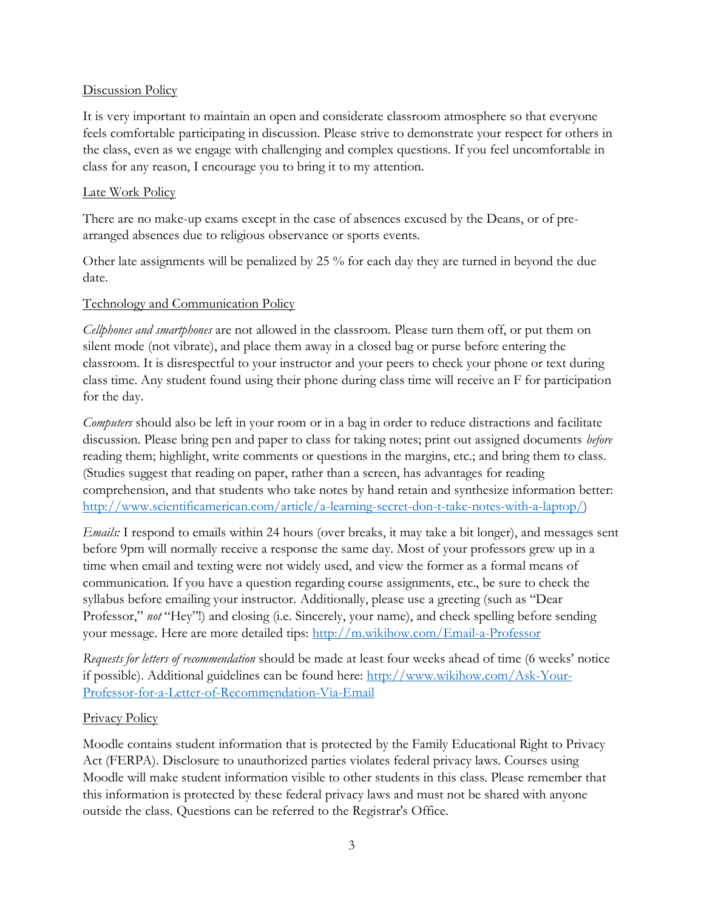<u>Discussion Policy</u>

It is very important to maintain an open and considerate classroom atmosphere so that everyone feels comfortable participating in discussion. Please strive to demonstrate your respect for others in the class, even as we engage with challenging and complex questions. If you feel uncomfortable in class for any reason, I encourage you to bring it to my attention.

<u>Late Work Policy</u>

There are no make-up exams except in the case of absences excused by the Deans, or of pre-arranged absences due to religious observance or sports events.

Other late assignments will be penalized by 25 % for each day they are turned in beyond the due date.

<u>Technology and Communication Policy</u>

*Cellphones and smartphones* are not allowed in the classroom. Please turn them off, or put them on silent mode (not vibrate), and place them away in a closed bag or purse before entering the classroom. It is disrespectful to your instructor and your peers to check your phone or text during class time. Any student found using their phone during class time will receive an F for participation for the day.

*Computers* should also be left in your room or in a bag in order to reduce distractions and facilitate discussion. Please bring pen and paper to class for taking notes; print out assigned documents *before* reading them; highlight, write comments or questions in the margins, etc.; and bring them to class. (Studies suggest that reading on paper, rather than a screen, has advantages for reading comprehension, and that students who take notes by hand retain and synthesize information better: [http://www.scientificamerican.com/article/a-learning-secret-don-t-take-notes-with-a-laptop/](http://www.scientificamerican.com/article/a-learning-secret-don-t-take-notes-with-a-laptop/))

*Emails:* I respond to emails within 24 hours (over breaks, it may take a bit longer), and messages sent before 9pm will normally receive a response the same day. Most of your professors grew up in a time when email and texting were not widely used, and view the former as a formal means of communication. If you have a question regarding course assignments, etc., be sure to check the syllabus before emailing your instructor. Additionally, please use a greeting (such as "Dear Professor," *not* "Hey"!) and closing (i.e. Sincerely, your name), and check spelling before sending your message. Here are more detailed tips: [http://m.wikihow.com/Email-a-Professor](http://m.wikihow.com/Email-a-Professor)

*Requests for letters of recommendation* should be made at least four weeks ahead of time (6 weeks' notice if possible). Additional guidelines can be found here: [http://www.wikihow.com/Ask-Your-Professor-for-a-Letter-of-Recommendation-Via-Email](http://www.wikihow.com/Ask-Your-Professor-for-a-Letter-of-Recommendation-Via-Email)

<u>Privacy Policy</u>

Moodle contains student information that is protected by the Family Educational Right to Privacy Act (FERPA). Disclosure to unauthorized parties violates federal privacy laws. Courses using Moodle will make student information visible to other students in this class. Please remember that this information is protected by these federal privacy laws and must not be shared with anyone outside the class. Questions can be referred to the Registrar's Office.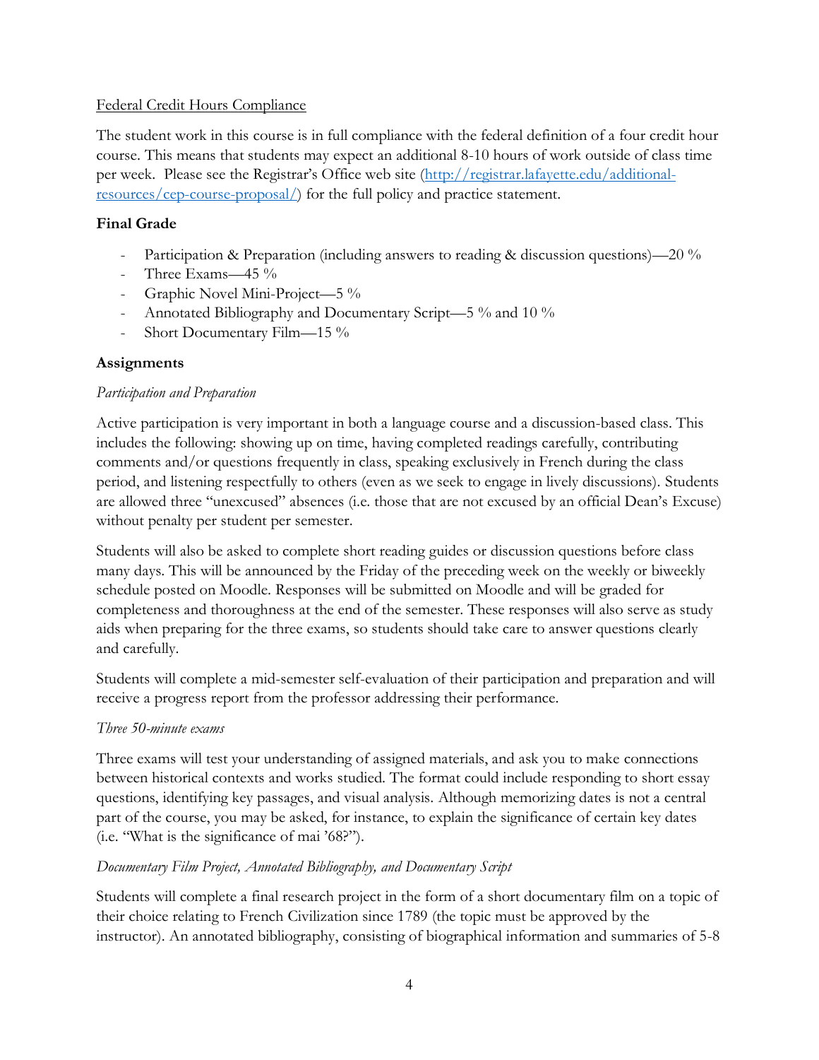Federal Credit Hours Compliance

The student work in this course is in full compliance with the federal definition of a four credit hour course. This means that students may expect an additional 8-10 hours of work outside of class time per week. Please see the Registrar's Office web site ([http://registrar.lafayette.edu/additional-resources/cep-course-proposal/](http://registrar.lafayette.edu/additional-resources/cep-course-proposal/)) for the full policy and practice statement.

**Final Grade**

- Participation & Preparation (including answers to reading & discussion questions)—20 %
- Three Exams—45 %
- Graphic Novel Mini-Project—5 %
- Annotated Bibliography and Documentary Script—5 % and 10 %
- Short Documentary Film—15 %

**Assignments**

*Participation and Preparation*

Active participation is very important in both a language course and a discussion-based class. This includes the following: showing up on time, having completed readings carefully, contributing comments and/or questions frequently in class, speaking exclusively in French during the class period, and listening respectfully to others (even as we seek to engage in lively discussions). Students are allowed three "unexcused" absences (i.e. those that are not excused by an official Dean's Excuse) without penalty per student per semester.

Students will also be asked to complete short reading guides or discussion questions before class many days. This will be announced by the Friday of the preceding week on the weekly or biweekly schedule posted on Moodle. Responses will be submitted on Moodle and will be graded for completeness and thoroughness at the end of the semester. These responses will also serve as study aids when preparing for the three exams, so students should take care to answer questions clearly and carefully.

Students will complete a mid-semester self-evaluation of their participation and preparation and will receive a progress report from the professor addressing their performance.

*Three 50-minute exams*

Three exams will test your understanding of assigned materials, and ask you to make connections between historical contexts and works studied. The format could include responding to short essay questions, identifying key passages, and visual analysis. Although memorizing dates is not a central part of the course, you may be asked, for instance, to explain the significance of certain key dates (i.e. "What is the significance of mai '68?").

*Documentary Film Project, Annotated Bibliography, and Documentary Script*

Students will complete a final research project in the form of a short documentary film on a topic of their choice relating to French Civilization since 1789 (the topic must be approved by the instructor). An annotated bibliography, consisting of biographical information and summaries of 5-8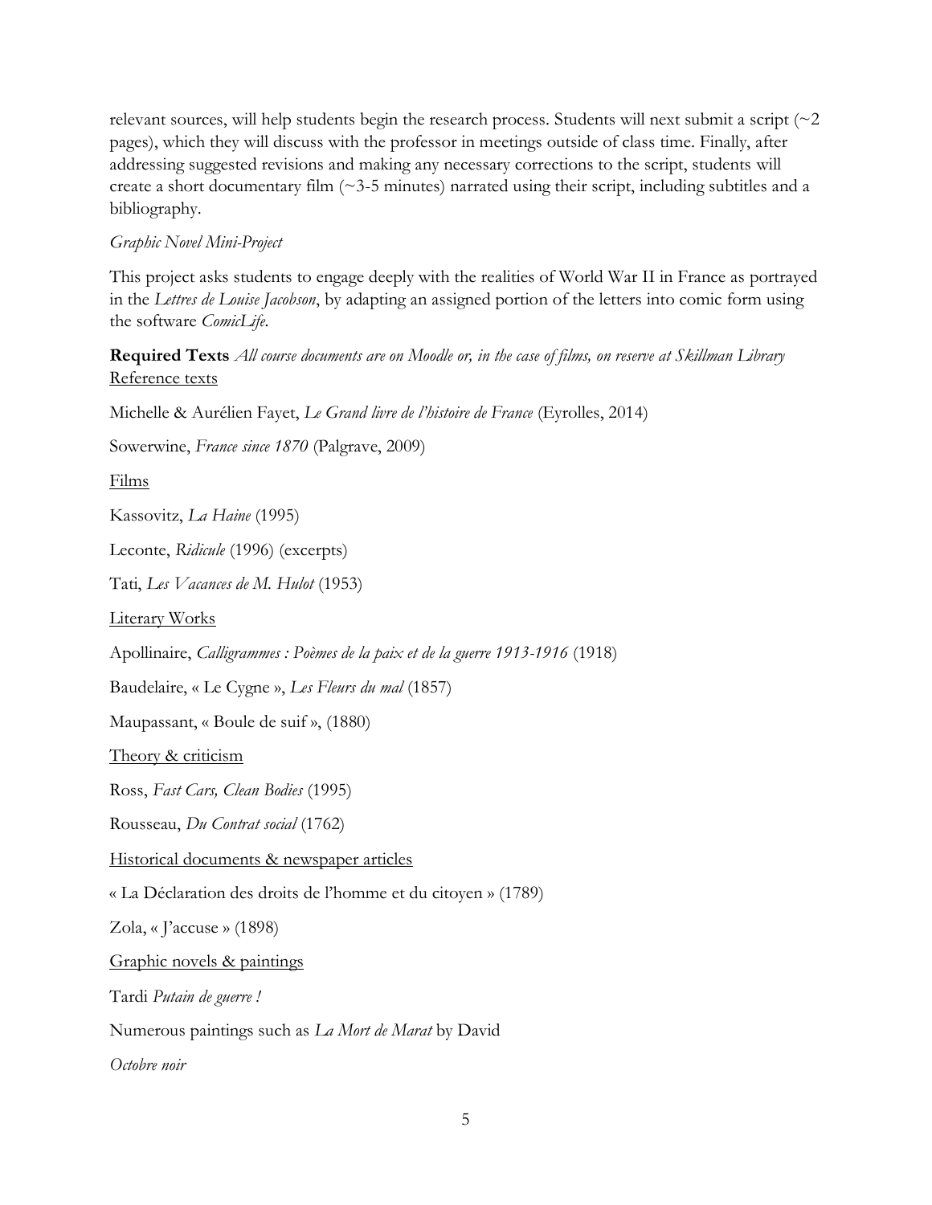relevant sources, will help students begin the research process. Students will next submit a script (~2 pages), which they will discuss with the professor in meetings outside of class time. Finally, after addressing suggested revisions and making any necessary corrections to the script, students will create a short documentary film (~3-5 minutes) narrated using their script, including subtitles and a bibliography.

*Graphic Novel Mini-Project*

This project asks students to engage deeply with the realities of World War II in France as portrayed in the *Lettres de Louise Jacobson*, by adapting an assigned portion of the letters into comic form using the software *ComicLife*.

**Required Texts** *All course documents are on Moodle or, in the case of films, on reserve at Skillman Library*

<u>Reference texts</u>

Michelle & Aurélien Fayet, *Le Grand livre de l'histoire de France* (Eyrolles, 2014)

Sowerwine, *France since 1870* (Palgrave, 2009)

<u>Films</u>

Kassovitz, *La Haine* (1995)

Leconte, *Ridicule* (1996) (excerpts)

Tati, *Les Vacances de M. Hulot* (1953)

<u>Literary Works</u>

Apollinaire, *Calligrammes : Poèmes de la paix et de la guerre 1913-1916* (1918)

Baudelaire, « Le Cygne », *Les Fleurs du mal* (1857)

Maupassant, « Boule de suif », (1880)

<u>Theory & criticism</u>

Ross, *Fast Cars, Clean Bodies* (1995)

Rousseau, *Du Contrat social* (1762)

<u>Historical documents & newspaper articles</u>

« La Déclaration des droits de l'homme et du citoyen » (1789)

Zola, « J'accuse » (1898)

<u>Graphic novels & paintings</u>

Tardi *Putain de guerre !*

Numerous paintings such as *La Mort de Marat* by David

*Octobre noir*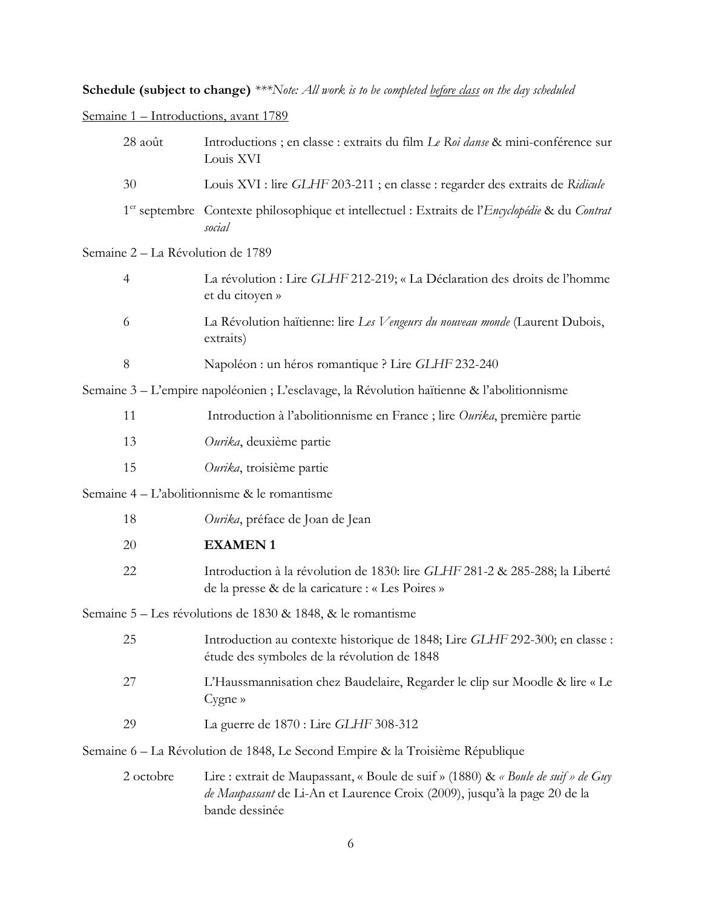**Schedule (subject to change)** ****Note: All work is to be completed <u>before class</u> on the day scheduled*

<u>Semaine 1 – Introductions, avant 1789</u>

| | |
|---|---|
| 28 août | Introductions ; en classe : extraits du film *Le Roi danse* & mini-conférence sur Louis XVI |
| 30 | Louis XVI : lire *GLHF* 203-211 ; en classe : regarder des extraits de *Ridicule* |
| 1er septembre | Contexte philosophique et intellectuel : Extraits de l'*Encyclopédie* & du *Contrat social* |

Semaine 2 – La Révolution de 1789

| | |
|---|---|
| 4 | La révolution : Lire *GLHF* 212-219; « La Déclaration des droits de l'homme et du citoyen » |
| 6 | La Révolution haïtienne: lire *Les Vengeurs du nouveau monde* (Laurent Dubois, extraits) |
| 8 | Napoléon : un héros romantique ? Lire *GLHF* 232-240 |

Semaine 3 – L'empire napoléonien ; L'esclavage, la Révolution haïtienne & l'abolitionnisme

| | |
|---|---|
| 11 | Introduction à l'abolitionnisme en France ; lire *Ourika*, première partie |
| 13 | *Ourika*, deuxième partie |
| 15 | *Ourika*, troisième partie |

Semaine 4 – L'abolitionnisme & le romantisme

| | |
|---|---|
| 18 | *Ourika*, préface de Joan de Jean |
| 20 | **EXAMEN 1** |
| 22 | Introduction à la révolution de 1830: lire *GLHF* 281-2 & 285-288; la Liberté de la presse & de la caricature : « Les Poires » |

Semaine 5 – Les révolutions de 1830 & 1848, & le romantisme

| | |
|---|---|
| 25 | Introduction au contexte historique de 1848; Lire *GLHF* 292-300; en classe : étude des symboles de la révolution de 1848 |
| 27 | L'Haussmannisation chez Baudelaire, Regarder le clip sur Moodle & lire « Le Cygne » |
| 29 | La guerre de 1870 : Lire *GLHF* 308-312 |

Semaine 6 – La Révolution de 1848, Le Second Empire & la Troisième République

| | |
|---|---|
| 2 octobre | Lire : extrait de Maupassant, « Boule de suif » (1880) & *« Boule de suif » de Guy de Maupassant* de Li-An et Laurence Croix (2009), jusqu'à la page 20 de la bande dessinée |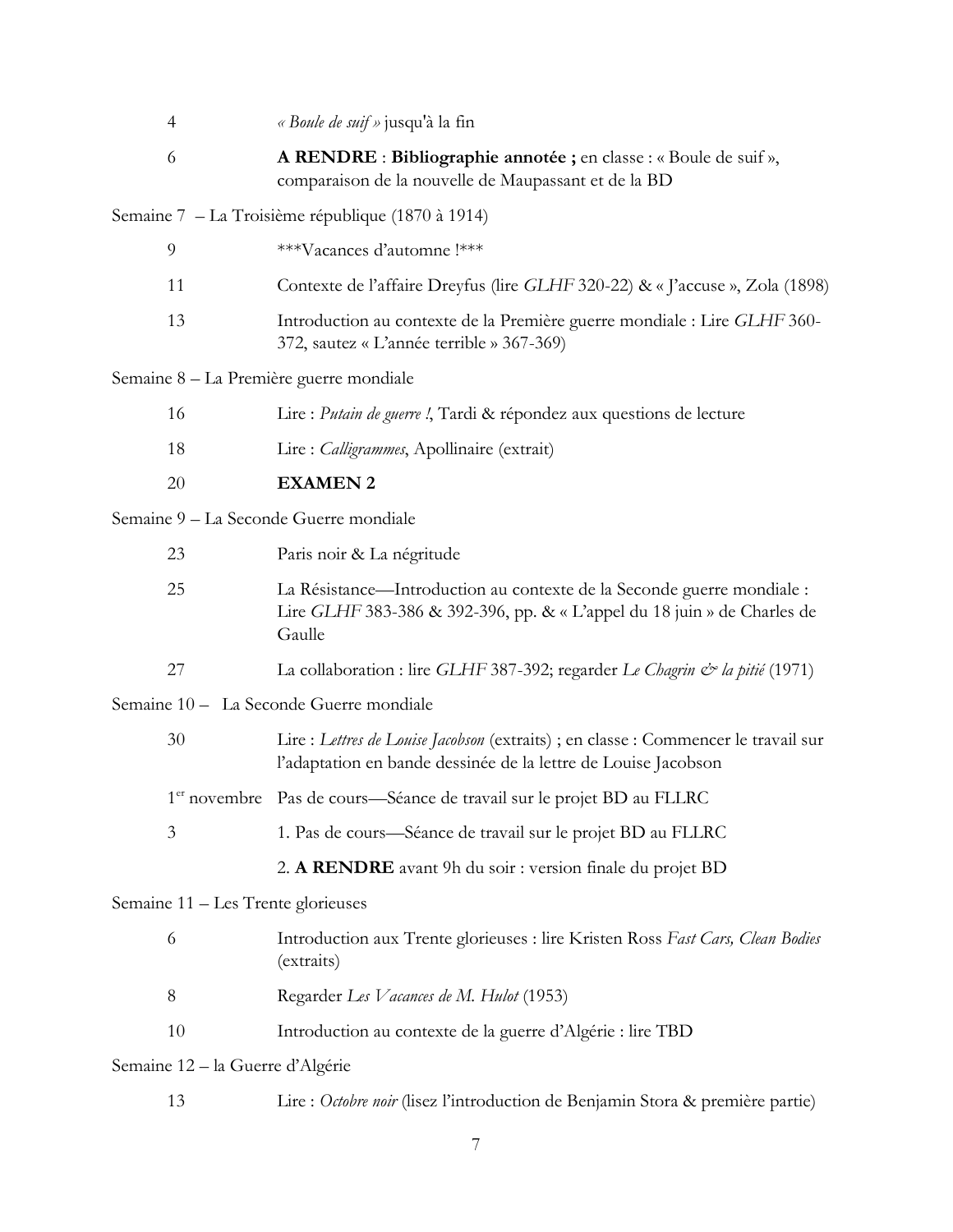| | |
|---|---|
| 4 | *« Boule de suif »* jusqu'à la fin |
| 6 | **A RENDRE** : **Bibliographie annotée ;** en classe : « Boule de suif », comparaison de la nouvelle de Maupassant et de la BD |

Semaine 7 – La Troisième république (1870 à 1914)

| | |
|---|---|
| 9 | ***Vacances d'automne !*** |
| 11 | Contexte de l'affaire Dreyfus (lire *GLHF* 320-22) & « J'accuse », Zola (1898) |
| 13 | Introduction au contexte de la Première guerre mondiale : Lire *GLHF* 360-372, sautez « L'année terrible » 367-369) |

Semaine 8 – La Première guerre mondiale

| | |
|---|---|
| 16 | Lire : *Putain de guerre !*, Tardi & répondez aux questions de lecture |
| 18 | Lire : *Calligrammes*, Apollinaire (extrait) |
| 20 | **EXAMEN 2** |

Semaine 9 – La Seconde Guerre mondiale

| | |
|---|---|
| 23 | Paris noir & La négritude |
| 25 | La Résistance—Introduction au contexte de la Seconde guerre mondiale : Lire *GLHF* 383-386 & 392-396, pp. & « L'appel du 18 juin » de Charles de Gaulle |
| 27 | La collaboration : lire *GLHF* 387-392; regarder *Le Chagrin & la pitié* (1971) |

Semaine 10 – La Seconde Guerre mondiale

| | |
|---|---|
| 30 | Lire : *Lettres de Louise Jacobson* (extraits) ; en classe : Commencer le travail sur l'adaptation en bande dessinée de la lettre de Louise Jacobson |
| 1er novembre | Pas de cours—Séance de travail sur le projet BD au FLLRC |
| 3 | 1. Pas de cours—Séance de travail sur le projet BD au FLLRC |
| | 2. **A RENDRE** avant 9h du soir : version finale du projet BD |

Semaine 11 – Les Trente glorieuses

| | |
|---|---|
| 6 | Introduction aux Trente glorieuses : lire Kristen Ross *Fast Cars, Clean Bodies* (extraits) |
| 8 | Regarder *Les Vacances de M. Hulot* (1953) |
| 10 | Introduction au contexte de la guerre d'Algérie : lire TBD |

Semaine 12 – la Guerre d'Algérie

| | |
|---|---|
| 13 | Lire : *Octobre noir* (lisez l'introduction de Benjamin Stora & première partie) |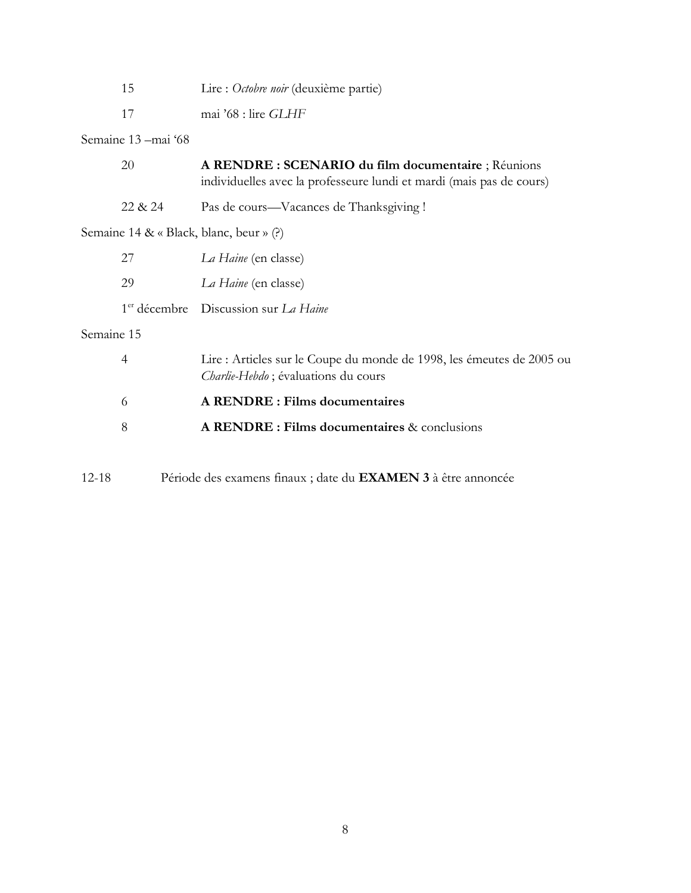15 Lire : *Octobre noir* (deuxième partie)

17 mai '68 : lire *GLHF*

Semaine 13 –mai '68

20 **A RENDRE : SCENARIO du film documentaire** ; Réunions individuelles avec la professeure lundi et mardi (mais pas de cours)

22 & 24 Pas de cours—Vacances de Thanksgiving !

Semaine 14 & « Black, blanc, beur » (?)

27 *La Haine* (en classe)

29 *La Haine* (en classe)

1er décembre Discussion sur *La Haine*

Semaine 15

4 Lire : Articles sur le Coupe du monde de 1998, les émeutes de 2005 ou *Charlie-Hebdo* ; évaluations du cours

6 **A RENDRE : Films documentaires**

8 **A RENDRE : Films documentaires** & conclusions

12-18 Période des examens finaux ; date du **EXAMEN 3** à être annoncée